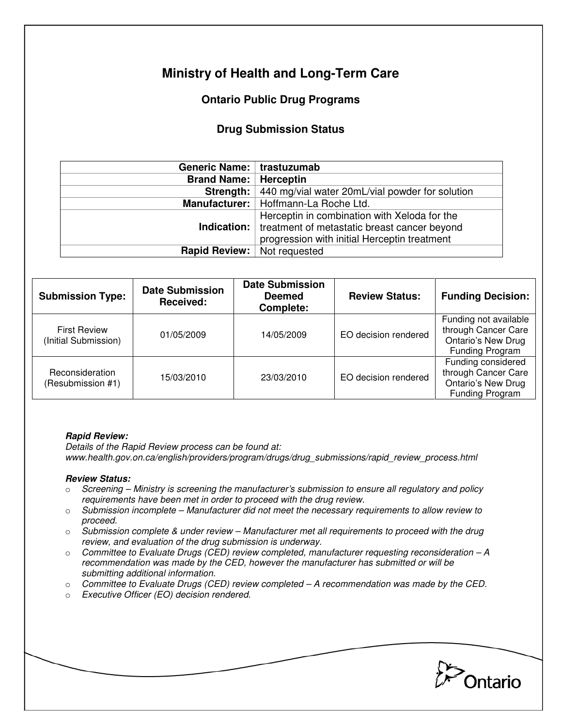# Ministry of Health and Long-Term Care

## Ontario Public Drug Programs

### Drug Submission Status

| | |
|---|---|
| **Generic Name:** | **trastuzumab** |
| **Brand Name:** | **Herceptin** |
| **Strength:** | 440 mg/vial water 20mL/vial powder for solution |
| **Manufacturer:** | Hoffmann-La Roche Ltd. |
| **Indication:** | Herceptin in combination with Xeloda for the treatment of metastatic breast cancer beyond progression with initial Herceptin treatment |
| **Rapid Review:** | Not requested |

| Submission Type: | Date Submission Received: | Date Submission Deemed Complete: | Review Status: | Funding Decision: |
|---|---|---|---|---|
| First Review (Initial Submission) | 01/05/2009 | 14/05/2009 | EO decision rendered | Funding not available through Cancer Care Ontario's New Drug Funding Program |
| Reconsideration (Resubmission #1) | 15/03/2010 | 23/03/2010 | EO decision rendered | Funding considered through Cancer Care Ontario's New Drug Funding Program |

***Rapid Review:***
*Details of the Rapid Review process can be found at:*
*www.health.gov.on.ca/english/providers/program/drugs/drug_submissions/rapid_review_process.html*

***Review Status:***

- *Screening – Ministry is screening the manufacturer's submission to ensure all regulatory and policy requirements have been met in order to proceed with the drug review.*
- *Submission incomplete – Manufacturer did not meet the necessary requirements to allow review to proceed.*
- *Submission complete & under review – Manufacturer met all requirements to proceed with the drug review, and evaluation of the drug submission is underway.*
- *Committee to Evaluate Drugs (CED) review completed, manufacturer requesting reconsideration – A recommendation was made by the CED, however the manufacturer has submitted or will be submitting additional information.*
- *Committee to Evaluate Drugs (CED) review completed – A recommendation was made by the CED.*
- *Executive Officer (EO) decision rendered.*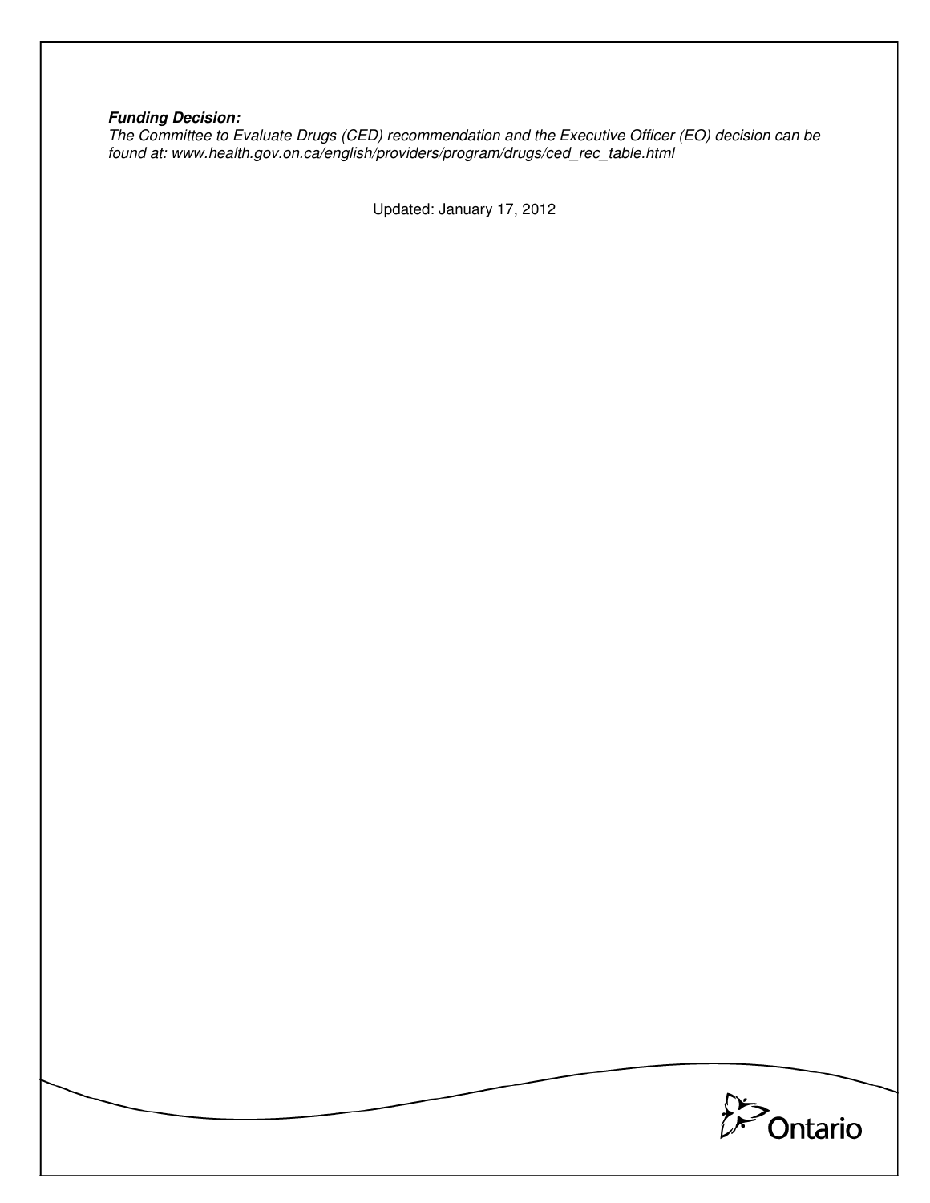***Funding Decision:***
*The Committee to Evaluate Drugs (CED) recommendation and the Executive Officer (EO) decision can be found at: www.health.gov.on.ca/english/providers/program/drugs/ced_rec_table.html*

Updated: January 17, 2012